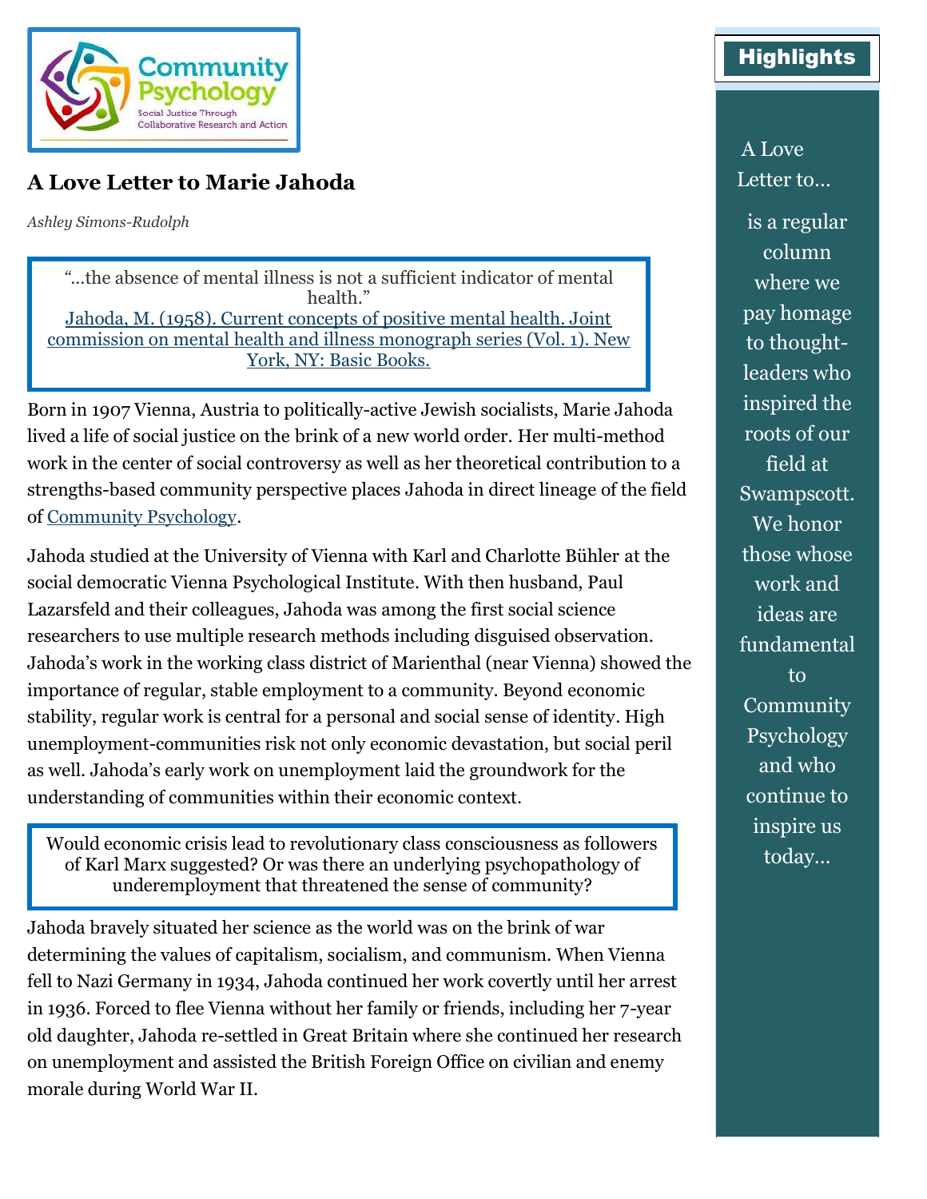# A Love Letter to Marie Jahoda

*Ashley Simons-Rudolph*

> "…the absence of mental illness is not a sufficient indicator of mental health."
> Jahoda, M. (1958). Current concepts of positive mental health. Joint commission on mental health and illness monograph series (Vol. 1). New York, NY: Basic Books.

Born in 1907 Vienna, Austria to politically-active Jewish socialists, Marie Jahoda lived a life of social justice on the brink of a new world order. Her multi-method work in the center of social controversy as well as her theoretical contribution to a strengths-based community perspective places Jahoda in direct lineage of the field of Community Psychology.

Jahoda studied at the University of Vienna with Karl and Charlotte Bühler at the social democratic Vienna Psychological Institute. With then husband, Paul Lazarsfeld and their colleagues, Jahoda was among the first social science researchers to use multiple research methods including disguised observation. Jahoda's work in the working class district of Marienthal (near Vienna) showed the importance of regular, stable employment to a community. Beyond economic stability, regular work is central for a personal and social sense of identity. High unemployment-communities risk not only economic devastation, but social peril as well. Jahoda's early work on unemployment laid the groundwork for the understanding of communities within their economic context.

> Would economic crisis lead to revolutionary class consciousness as followers of Karl Marx suggested? Or was there an underlying psychopathology of underemployment that threatened the sense of community?

Jahoda bravely situated her science as the world was on the brink of war determining the values of capitalism, socialism, and communism. When Vienna fell to Nazi Germany in 1934, Jahoda continued her work covertly until her arrest in 1936. Forced to flee Vienna without her family or friends, including her 7-year old daughter, Jahoda re-settled in Great Britain where she continued her research on unemployment and assisted the British Foreign Office on civilian and enemy morale during World War II.

**Highlights**

A Love Letter to… is a regular column where we pay homage to thought-leaders who inspired the roots of our field at Swampscott. We honor those whose work and ideas are fundamental to Community Psychology and who continue to inspire us today…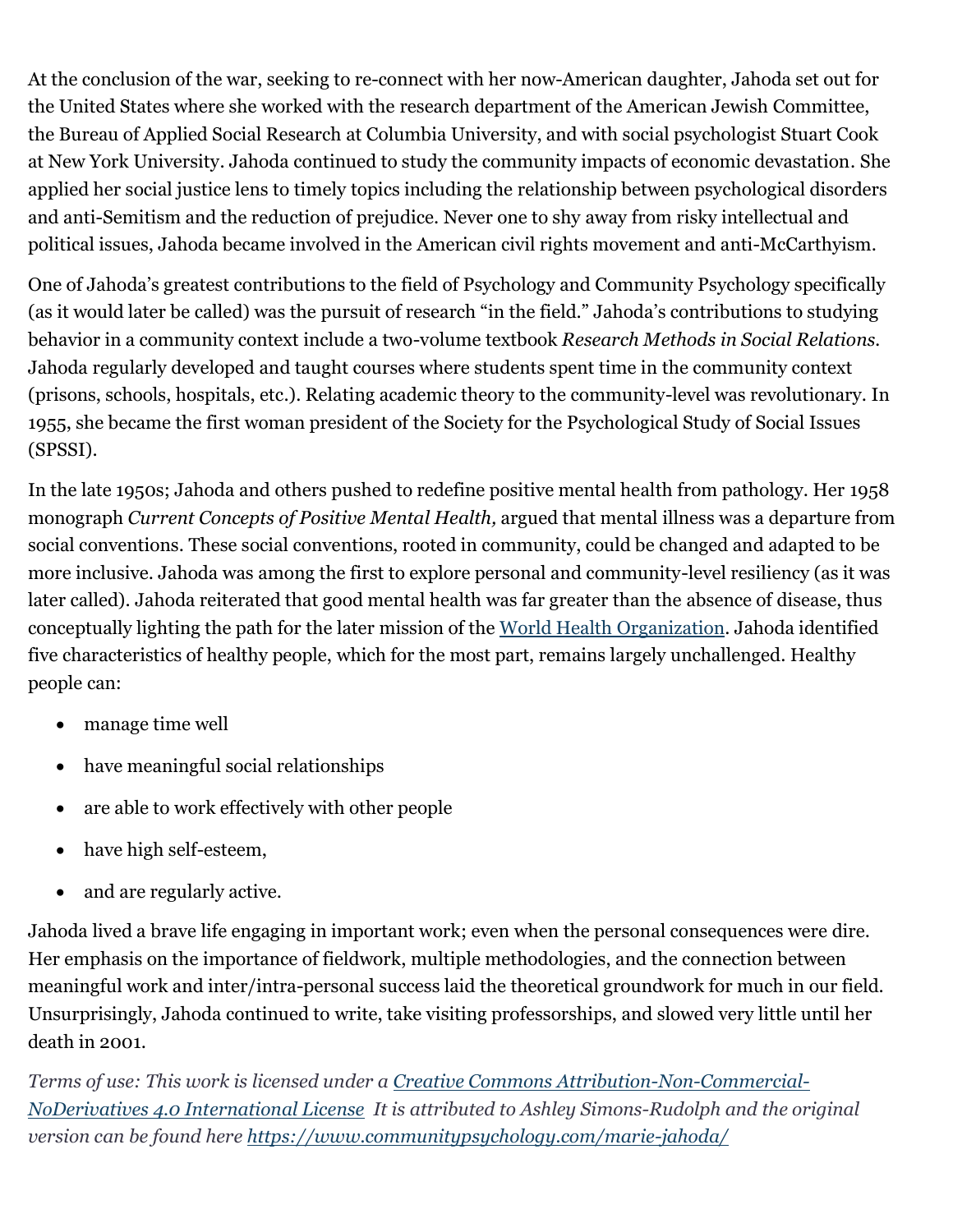At the conclusion of the war, seeking to re-connect with her now-American daughter, Jahoda set out for the United States where she worked with the research department of the American Jewish Committee, the Bureau of Applied Social Research at Columbia University, and with social psychologist Stuart Cook at New York University. Jahoda continued to study the community impacts of economic devastation. She applied her social justice lens to timely topics including the relationship between psychological disorders and anti-Semitism and the reduction of prejudice. Never one to shy away from risky intellectual and political issues, Jahoda became involved in the American civil rights movement and anti-McCarthyism.

One of Jahoda's greatest contributions to the field of Psychology and Community Psychology specifically (as it would later be called) was the pursuit of research "in the field." Jahoda's contributions to studying behavior in a community context include a two-volume textbook *Research Methods in Social Relations*. Jahoda regularly developed and taught courses where students spent time in the community context (prisons, schools, hospitals, etc.). Relating academic theory to the community-level was revolutionary. In 1955, she became the first woman president of the Society for the Psychological Study of Social Issues (SPSSI).

In the late 1950s; Jahoda and others pushed to redefine positive mental health from pathology. Her 1958 monograph *Current Concepts of Positive Mental Health,* argued that mental illness was a departure from social conventions. These social conventions, rooted in community, could be changed and adapted to be more inclusive. Jahoda was among the first to explore personal and community-level resiliency (as it was later called). Jahoda reiterated that good mental health was far greater than the absence of disease, thus conceptually lighting the path for the later mission of the [World Health Organization](). Jahoda identified five characteristics of healthy people, which for the most part, remains largely unchallenged. Healthy people can:

- manage time well
- have meaningful social relationships
- are able to work effectively with other people
- have high self-esteem,
- and are regularly active.

Jahoda lived a brave life engaging in important work; even when the personal consequences were dire. Her emphasis on the importance of fieldwork, multiple methodologies, and the connection between meaningful work and inter/intra-personal success laid the theoretical groundwork for much in our field. Unsurprisingly, Jahoda continued to write, take visiting professorships, and slowed very little until her death in 2001.

*Terms of use: This work is licensed under a [Creative Commons Attribution-Non-Commercial-NoDerivatives 4.0 International License]() It is attributed to Ashley Simons-Rudolph and the original version can be found here [https://www.communitypsychology.com/marie-jahoda/](https://www.communitypsychology.com/marie-jahoda/)*